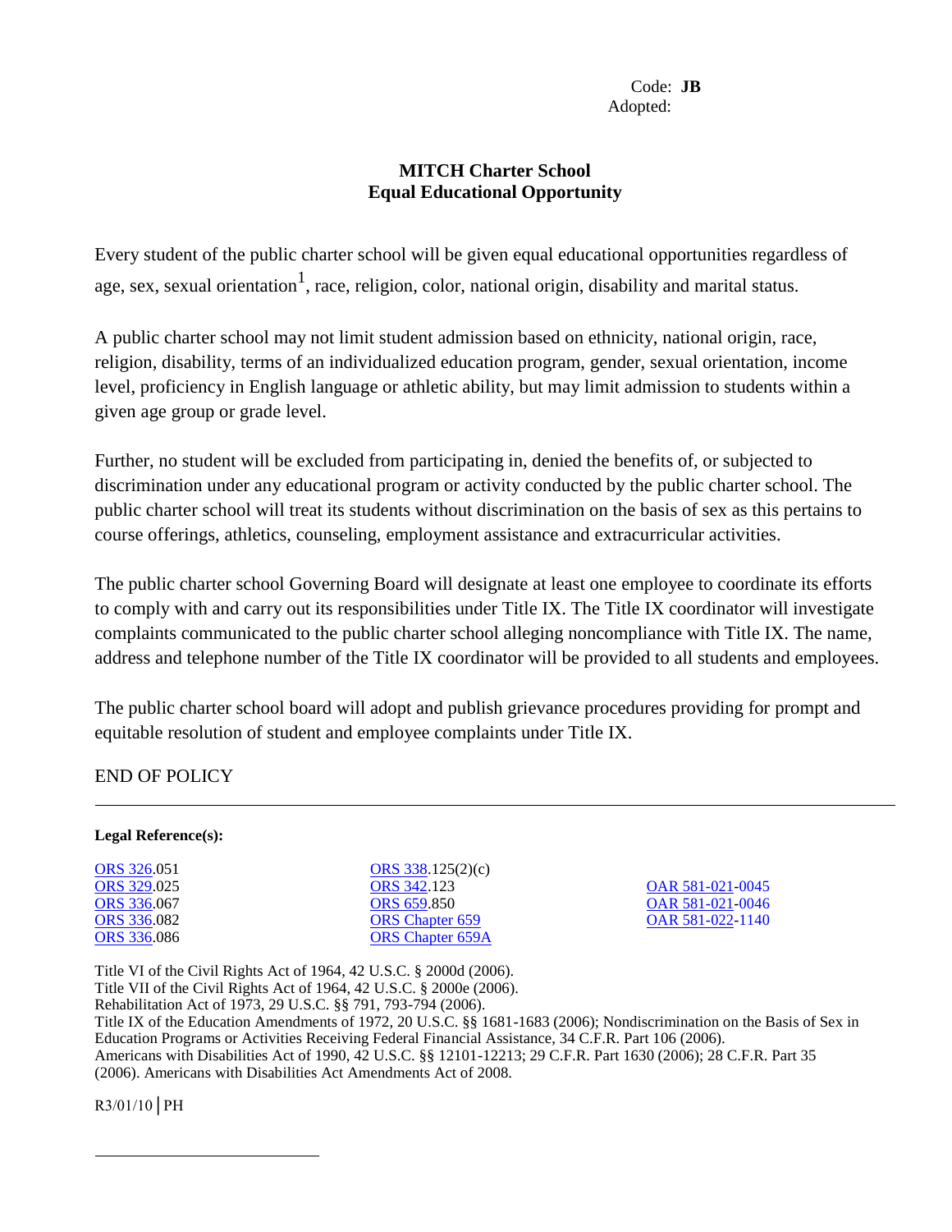Code: **JB**
Adopted:

# MITCH Charter School
## Equal Educational Opportunity

Every student of the public charter school will be given equal educational opportunities regardless of age, sex, sexual orientation[1], race, religion, color, national origin, disability and marital status.

A public charter school may not limit student admission based on ethnicity, national origin, race, religion, disability, terms of an individualized education program, gender, sexual orientation, income level, proficiency in English language or athletic ability, but may limit admission to students within a given age group or grade level.

Further, no student will be excluded from participating in, denied the benefits of, or subjected to discrimination under any educational program or activity conducted by the public charter school. The public charter school will treat its students without discrimination on the basis of sex as this pertains to course offerings, athletics, counseling, employment assistance and extracurricular activities.

The public charter school Governing Board will designate at least one employee to coordinate its efforts to comply with and carry out its responsibilities under Title IX. The Title IX coordinator will investigate complaints communicated to the public charter school alleging noncompliance with Title IX. The name, address and telephone number of the Title IX coordinator will be provided to all students and employees.

The public charter school board will adopt and publish grievance procedures providing for prompt and equitable resolution of student and employee complaints under Title IX.

END OF POLICY

---

**Legal Reference(s):**

ORS 326.051
ORS 329.025
ORS 336.067
ORS 336.082
ORS 336.086

ORS 338.125(2)(c)
ORS 342.123
ORS 659.850
ORS Chapter 659
ORS Chapter 659A

OAR 581-021-0045
OAR 581-021-0046
OAR 581-022-1140

Title VI of the Civil Rights Act of 1964, 42 U.S.C. § 2000d (2006).
Title VII of the Civil Rights Act of 1964, 42 U.S.C. § 2000e (2006).
Rehabilitation Act of 1973, 29 U.S.C. §§ 791, 793-794 (2006).
Title IX of the Education Amendments of 1972, 20 U.S.C. §§ 1681-1683 (2006); Nondiscrimination on the Basis of Sex in Education Programs or Activities Receiving Federal Financial Assistance, 34 C.F.R. Part 106 (2006).
Americans with Disabilities Act of 1990, 42 U.S.C. §§ 12101-12213; 29 C.F.R. Part 1630 (2006); 28 C.F.R. Part 35 (2006). Americans with Disabilities Act Amendments Act of 2008.

R3/01/10 | PH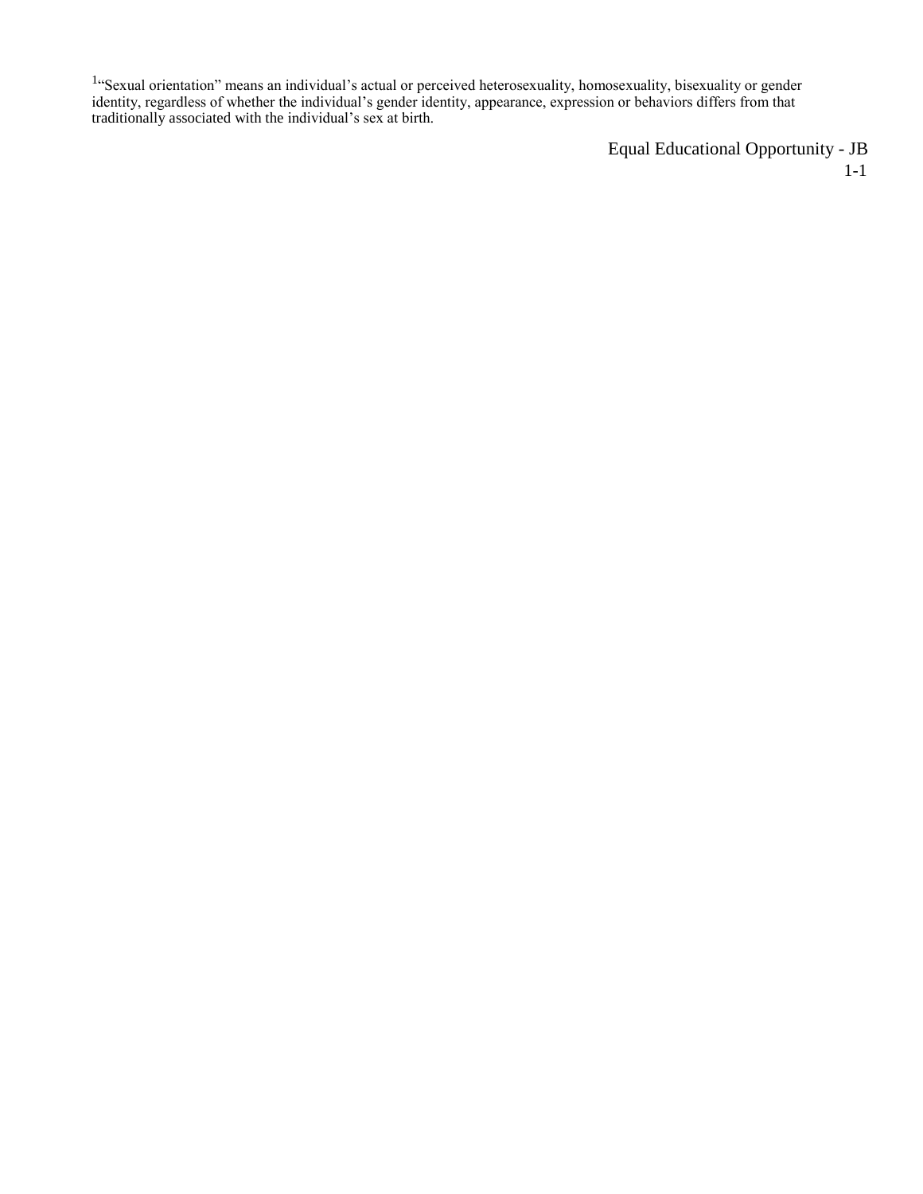[1]"Sexual orientation" means an individual's actual or perceived heterosexuality, homosexuality, bisexuality or gender identity, regardless of whether the individual's gender identity, appearance, expression or behaviors differs from that traditionally associated with the individual's sex at birth.